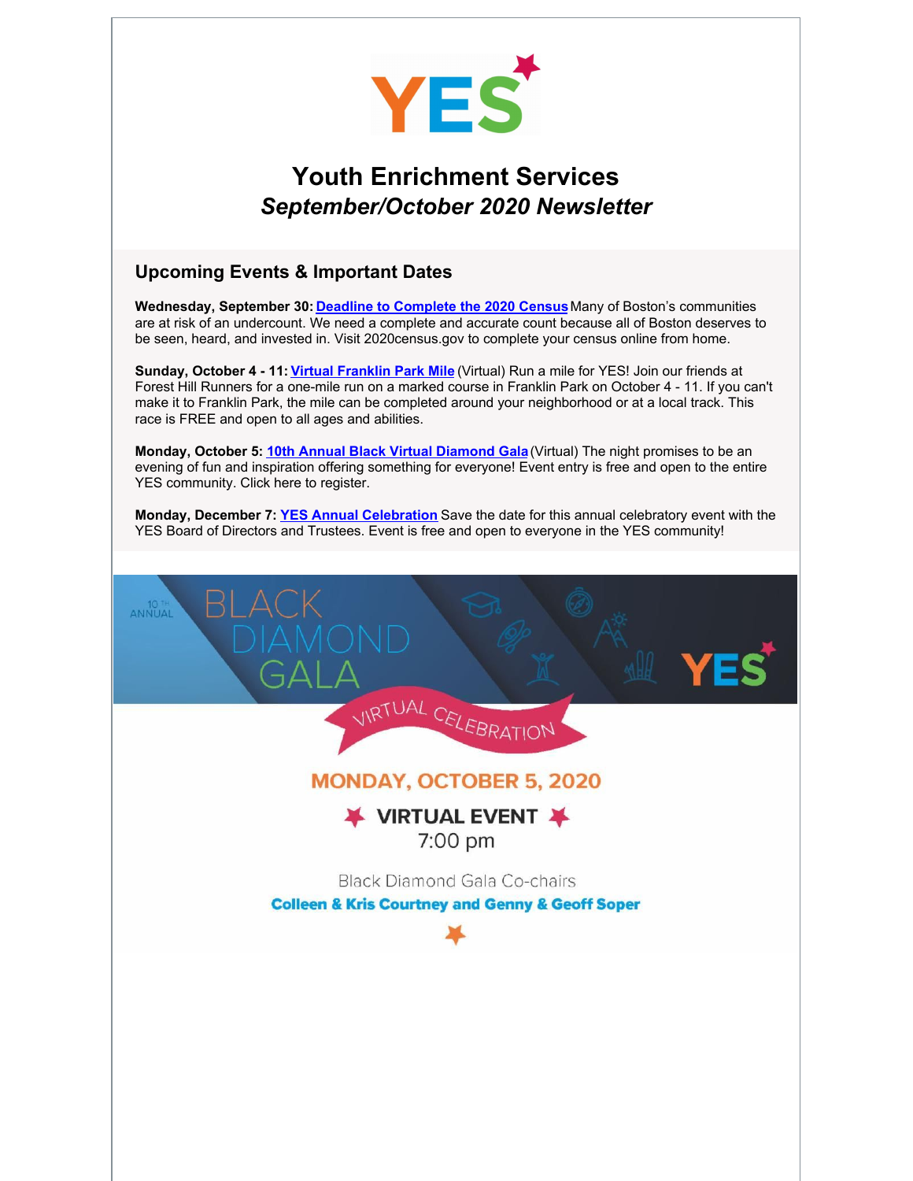# Youth Enrichment Services

## *September/October 2020 Newsletter*

### Upcoming Events & Important Dates

**Wednesday, September 30: Deadline to Complete the 2020 Census** Many of Boston's communities are at risk of an undercount. We need a complete and accurate count because all of Boston deserves to be seen, heard, and invested in. Visit 2020census.gov to complete your census online from home.

**Sunday, October 4 - 11: Virtual Franklin Park Mile** (Virtual) Run a mile for YES! Join our friends at Forest Hill Runners for a one-mile run on a marked course in Franklin Park on October 4 - 11. If you can't make it to Franklin Park, the mile can be completed around your neighborhood or at a local track. This race is FREE and open to all ages and abilities.

**Monday, October 5: 10th Annual Black Virtual Diamond Gala** (Virtual) The night promises to be an evening of fun and inspiration offering something for everyone! Event entry is free and open to the entire YES community. Click here to register.

**Monday, December 7: YES Annual Celebration** Save the date for this annual celebratory event with the YES Board of Directors and Trustees. Event is free and open to everyone in the YES community!

10TH ANNUAL BLACK DIAMOND GALA

VIRTUAL CELEBRATION

**MONDAY, OCTOBER 5, 2020**

**VIRTUAL EVENT**

7:00 pm

Black Diamond Gala Co-chairs

**Colleen & Kris Courtney and Genny & Geoff Soper**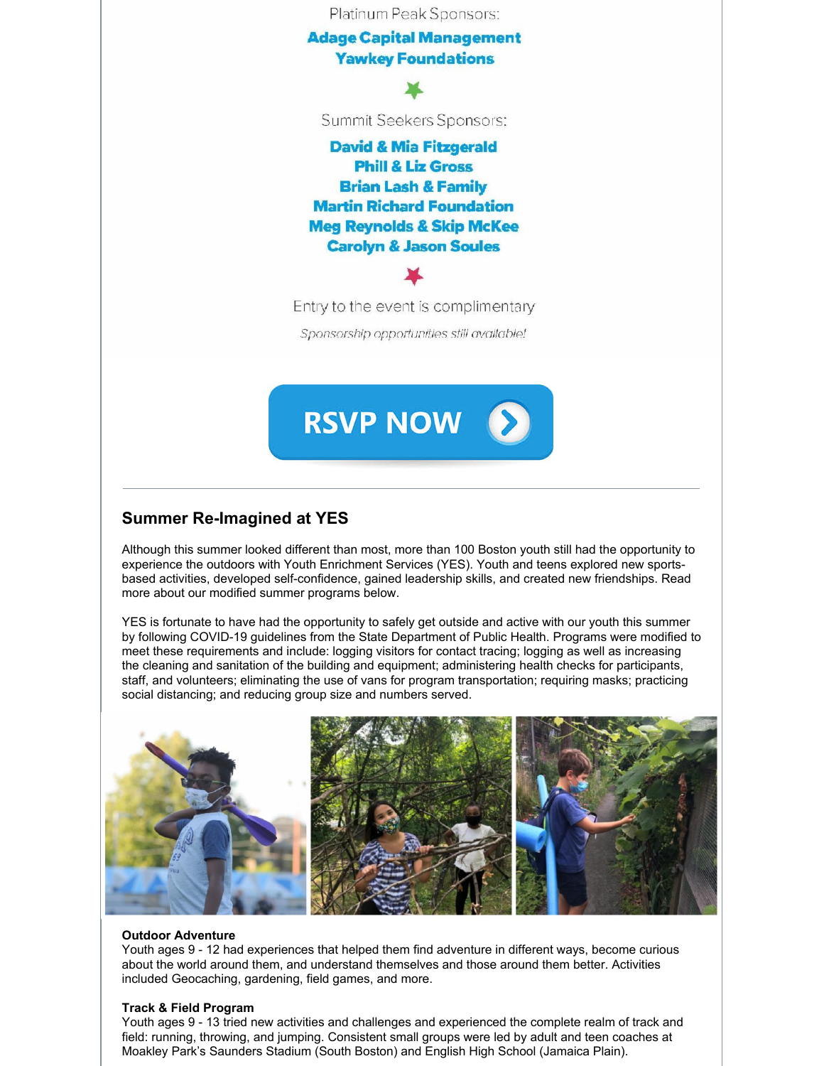Platinum Peak Sponsors:

**Adage Capital Management**
**Yawkey Foundations**

Summit Seekers Sponsors:

**David & Mia Fitzgerald**
**Phill & Liz Gross**
**Brian Lash & Family**
**Martin Richard Foundation**
**Meg Reynolds & Skip McKee**
**Carolyn & Jason Soules**

Entry to the event is complimentary

*Sponsorship opportunities still available!*

RSVP NOW

## Summer Re-Imagined at YES

Although this summer looked different than most, more than 100 Boston youth still had the opportunity to experience the outdoors with Youth Enrichment Services (YES). Youth and teens explored new sports-based activities, developed self-confidence, gained leadership skills, and created new friendships. Read more about our modified summer programs below.

YES is fortunate to have had the opportunity to safely get outside and active with our youth this summer by following COVID-19 guidelines from the State Department of Public Health. Programs were modified to meet these requirements and include: logging visitors for contact tracing; logging as well as increasing the cleaning and sanitation of the building and equipment; administering health checks for participants, staff, and volunteers; eliminating the use of vans for program transportation; requiring masks; practicing social distancing; and reducing group size and numbers served.

**Outdoor Adventure**
Youth ages 9 - 12 had experiences that helped them find adventure in different ways, become curious about the world around them, and understand themselves and those around them better. Activities included Geocaching, gardening, field games, and more.

**Track & Field Program**
Youth ages 9 - 13 tried new activities and challenges and experienced the complete realm of track and field: running, throwing, and jumping. Consistent small groups were led by adult and teen coaches at Moakley Park's Saunders Stadium (South Boston) and English High School (Jamaica Plain).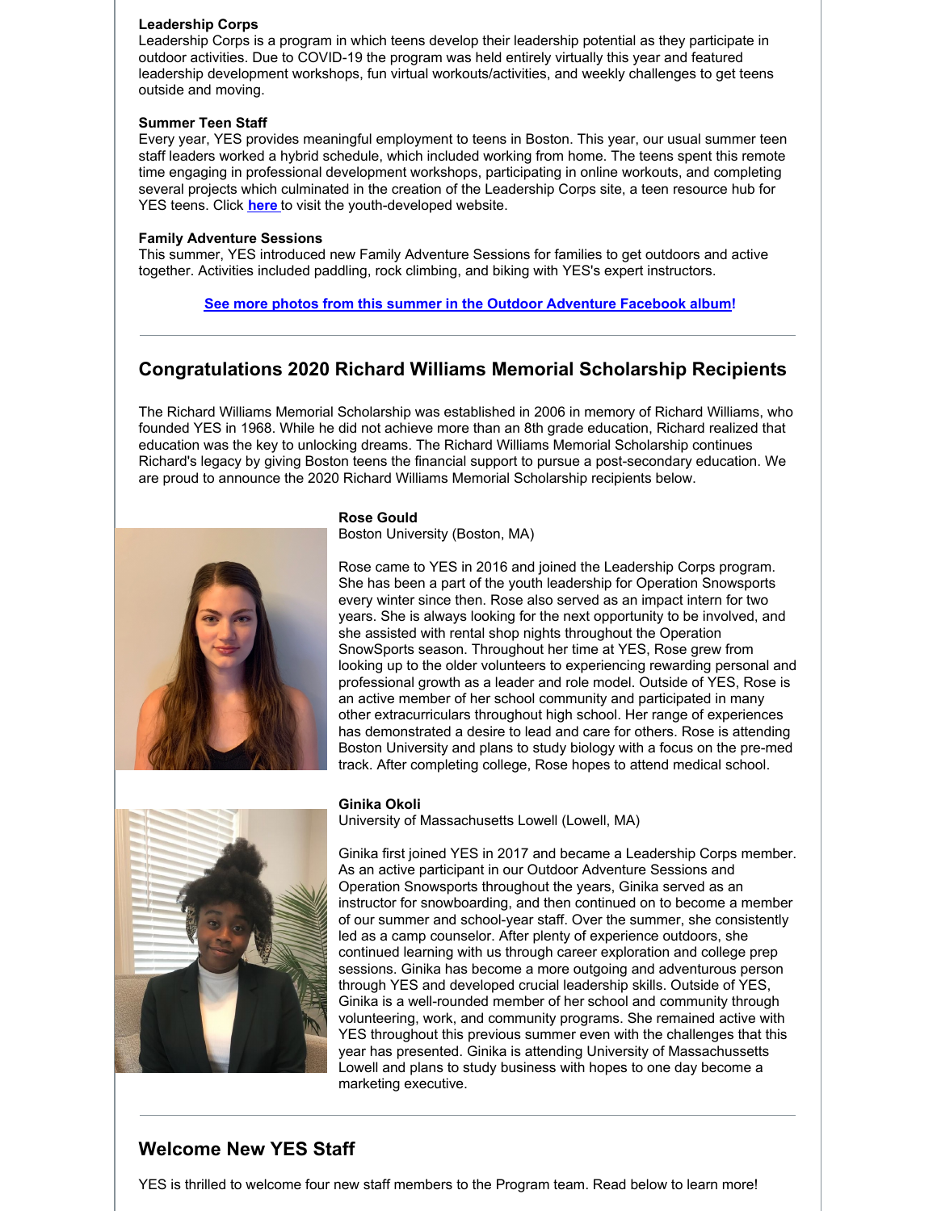**Leadership Corps**
Leadership Corps is a program in which teens develop their leadership potential as they participate in outdoor activities. Due to COVID-19 the program was held entirely virtually this year and featured leadership development workshops, fun virtual workouts/activities, and weekly challenges to get teens outside and moving.

**Summer Teen Staff**
Every year, YES provides meaningful employment to teens in Boston. This year, our usual summer teen staff leaders worked a hybrid schedule, which included working from home. The teens spent this remote time engaging in professional development workshops, participating in online workouts, and completing several projects which culminated in the creation of the Leadership Corps site, a teen resource hub for YES teens. Click **here** to visit the youth-developed website.

**Family Adventure Sessions**
This summer, YES introduced new Family Adventure Sessions for families to get outdoors and active together. Activities included paddling, rock climbing, and biking with YES's expert instructors.

**See more photos from this summer in the Outdoor Adventure Facebook album!**

---

## Congratulations 2020 Richard Williams Memorial Scholarship Recipients

The Richard Williams Memorial Scholarship was established in 2006 in memory of Richard Williams, who founded YES in 1968. While he did not achieve more than an 8th grade education, Richard realized that education was the key to unlocking dreams. The Richard Williams Memorial Scholarship continues Richard's legacy by giving Boston teens the financial support to pursue a post-secondary education. We are proud to announce the 2020 Richard Williams Memorial Scholarship recipients below.

**Rose Gould**
Boston University (Boston, MA)

Rose came to YES in 2016 and joined the Leadership Corps program. She has been a part of the youth leadership for Operation Snowsports every winter since then. Rose also served as an impact intern for two years. She is always looking for the next opportunity to be involved, and she assisted with rental shop nights throughout the Operation SnowSports season. Throughout her time at YES, Rose grew from looking up to the older volunteers to experiencing rewarding personal and professional growth as a leader and role model. Outside of YES, Rose is an active member of her school community and participated in many other extracurriculars throughout high school. Her range of experiences has demonstrated a desire to lead and care for others. Rose is attending Boston University and plans to study biology with a focus on the pre-med track. After completing college, Rose hopes to attend medical school.

**Ginika Okoli**
University of Massachusetts Lowell (Lowell, MA)

Ginika first joined YES in 2017 and became a Leadership Corps member. As an active participant in our Outdoor Adventure Sessions and Operation Snowsports throughout the years, Ginika served as an instructor for snowboarding, and then continued on to become a member of our summer and school-year staff. Over the summer, she consistently led as a camp counselor. After plenty of experience outdoors, she continued learning with us through career exploration and college prep sessions. Ginika has become a more outgoing and adventurous person through YES and developed crucial leadership skills. Outside of YES, Ginika is a well-rounded member of her school and community through volunteering, work, and community programs. She remained active with YES throughout this previous summer even with the challenges that this year has presented. Ginika is attending University of Massachussetts Lowell and plans to study business with hopes to one day become a marketing executive.

---

## Welcome New YES Staff

YES is thrilled to welcome four new staff members to the Program team. Read below to learn more!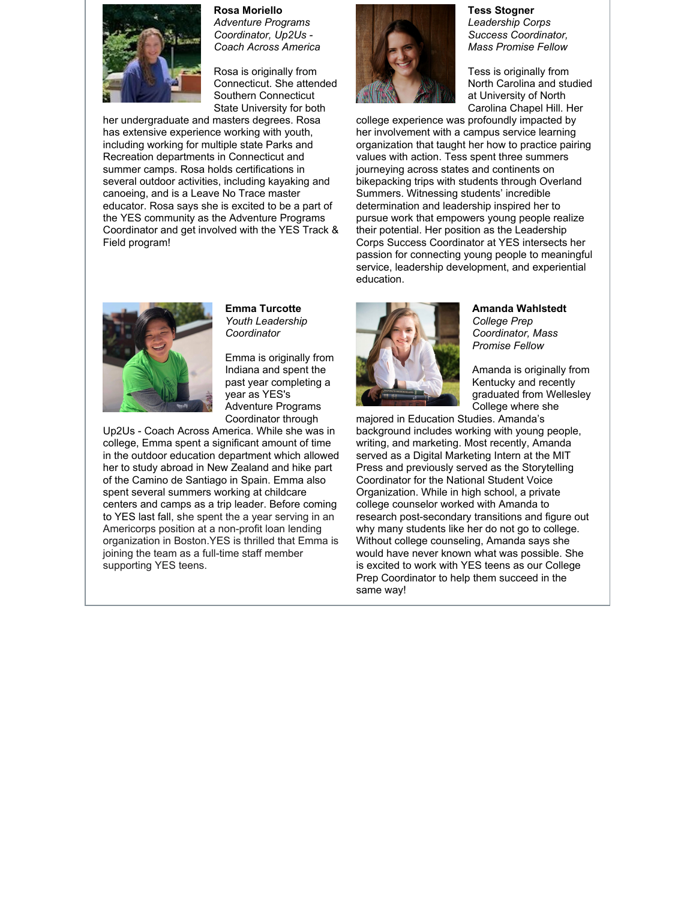**Rosa Moriello**
*Adventure Programs Coordinator, Up2Us - Coach Across America*

Rosa is originally from Connecticut. She attended Southern Connecticut State University for both her undergraduate and masters degrees. Rosa has extensive experience working with youth, including working for multiple state Parks and Recreation departments in Connecticut and summer camps. Rosa holds certifications in several outdoor activities, including kayaking and canoeing, and is a Leave No Trace master educator. Rosa says she is excited to be a part of the YES community as the Adventure Programs Coordinator and get involved with the YES Track & Field program!

**Tess Stogner**
*Leadership Corps Success Coordinator, Mass Promise Fellow*

Tess is originally from North Carolina and studied at University of North Carolina Chapel Hill. Her college experience was profoundly impacted by her involvement with a campus service learning organization that taught her how to practice pairing values with action. Tess spent three summers journeying across states and continents on bikepacking trips with students through Overland Summers. Witnessing students' incredible determination and leadership inspired her to pursue work that empowers young people realize their potential. Her position as the Leadership Corps Success Coordinator at YES intersects her passion for connecting young people to meaningful service, leadership development, and experiential education.

**Emma Turcotte**
*Youth Leadership Coordinator*

Emma is originally from Indiana and spent the past year completing a year as YES's Adventure Programs Coordinator through Up2Us - Coach Across America. While she was in college, Emma spent a significant amount of time in the outdoor education department which allowed her to study abroad in New Zealand and hike part of the Camino de Santiago in Spain. Emma also spent several summers working at childcare centers and camps as a trip leader. Before coming to YES last fall, she spent the a year serving in an Americorps position at a non-profit loan lending organization in Boston.YES is thrilled that Emma is joining the team as a full-time staff member supporting YES teens.

**Amanda Wahlstedt**
*College Prep Coordinator, Mass Promise Fellow*

Amanda is originally from Kentucky and recently graduated from Wellesley College where she majored in Education Studies. Amanda's background includes working with young people, writing, and marketing. Most recently, Amanda served as a Digital Marketing Intern at the MIT Press and previously served as the Storytelling Coordinator for the National Student Voice Organization. While in high school, a private college counselor worked with Amanda to research post-secondary transitions and figure out why many students like her do not go to college. Without college counseling, Amanda says she would have never known what was possible. She is excited to work with YES teens as our College Prep Coordinator to help them succeed in the same way!